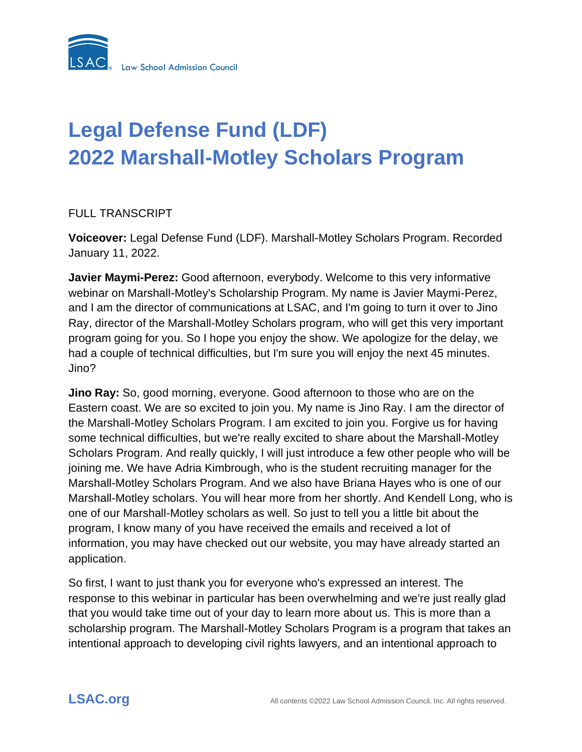# Legal Defense Fund (LDF) 2022 Marshall-Motley Scholars Program

FULL TRANSCRIPT

**Voiceover:** Legal Defense Fund (LDF). Marshall-Motley Scholars Program. Recorded January 11, 2022.

**Javier Maymi-Perez:** Good afternoon, everybody. Welcome to this very informative webinar on Marshall-Motley's Scholarship Program. My name is Javier Maymi-Perez, and I am the director of communications at LSAC, and I'm going to turn it over to Jino Ray, director of the Marshall-Motley Scholars program, who will get this very important program going for you. So I hope you enjoy the show. We apologize for the delay, we had a couple of technical difficulties, but I'm sure you will enjoy the next 45 minutes. Jino?

**Jino Ray:** So, good morning, everyone. Good afternoon to those who are on the Eastern coast. We are so excited to join you. My name is Jino Ray. I am the director of the Marshall-Motley Scholars Program. I am excited to join you. Forgive us for having some technical difficulties, but we're really excited to share about the Marshall-Motley Scholars Program. And really quickly, I will just introduce a few other people who will be joining me. We have Adria Kimbrough, who is the student recruiting manager for the Marshall-Motley Scholars Program. And we also have Briana Hayes who is one of our Marshall-Motley scholars. You will hear more from her shortly. And Kendell Long, who is one of our Marshall-Motley scholars as well. So just to tell you a little bit about the program, I know many of you have received the emails and received a lot of information, you may have checked out our website, you may have already started an application.

So first, I want to just thank you for everyone who's expressed an interest. The response to this webinar in particular has been overwhelming and we're just really glad that you would take time out of your day to learn more about us. This is more than a scholarship program. The Marshall-Motley Scholars Program is a program that takes an intentional approach to developing civil rights lawyers, and an intentional approach to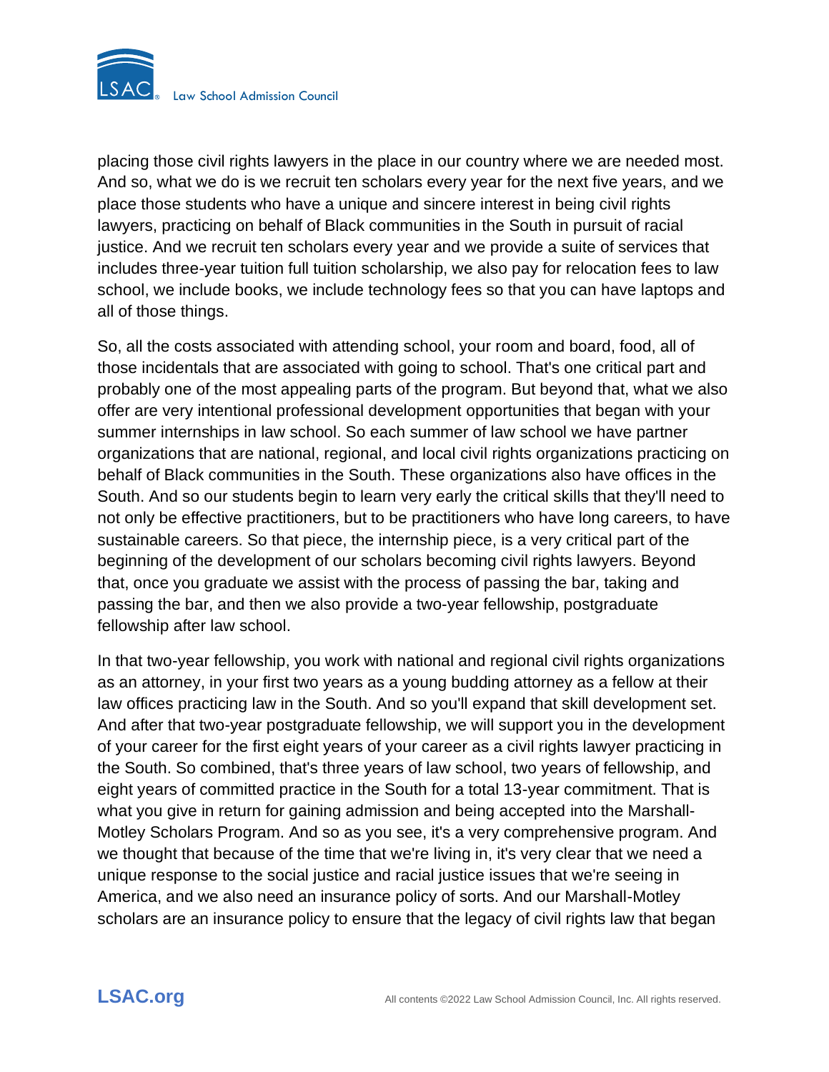placing those civil rights lawyers in the place in our country where we are needed most. And so, what we do is we recruit ten scholars every year for the next five years, and we place those students who have a unique and sincere interest in being civil rights lawyers, practicing on behalf of Black communities in the South in pursuit of racial justice. And we recruit ten scholars every year and we provide a suite of services that includes three-year tuition full tuition scholarship, we also pay for relocation fees to law school, we include books, we include technology fees so that you can have laptops and all of those things.

So, all the costs associated with attending school, your room and board, food, all of those incidentals that are associated with going to school. That's one critical part and probably one of the most appealing parts of the program. But beyond that, what we also offer are very intentional professional development opportunities that began with your summer internships in law school. So each summer of law school we have partner organizations that are national, regional, and local civil rights organizations practicing on behalf of Black communities in the South. These organizations also have offices in the South. And so our students begin to learn very early the critical skills that they'll need to not only be effective practitioners, but to be practitioners who have long careers, to have sustainable careers. So that piece, the internship piece, is a very critical part of the beginning of the development of our scholars becoming civil rights lawyers. Beyond that, once you graduate we assist with the process of passing the bar, taking and passing the bar, and then we also provide a two-year fellowship, postgraduate fellowship after law school.

In that two-year fellowship, you work with national and regional civil rights organizations as an attorney, in your first two years as a young budding attorney as a fellow at their law offices practicing law in the South. And so you'll expand that skill development set. And after that two-year postgraduate fellowship, we will support you in the development of your career for the first eight years of your career as a civil rights lawyer practicing in the South. So combined, that's three years of law school, two years of fellowship, and eight years of committed practice in the South for a total 13-year commitment. That is what you give in return for gaining admission and being accepted into the Marshall-Motley Scholars Program. And so as you see, it's a very comprehensive program. And we thought that because of the time that we're living in, it's very clear that we need a unique response to the social justice and racial justice issues that we're seeing in America, and we also need an insurance policy of sorts. And our Marshall-Motley scholars are an insurance policy to ensure that the legacy of civil rights law that began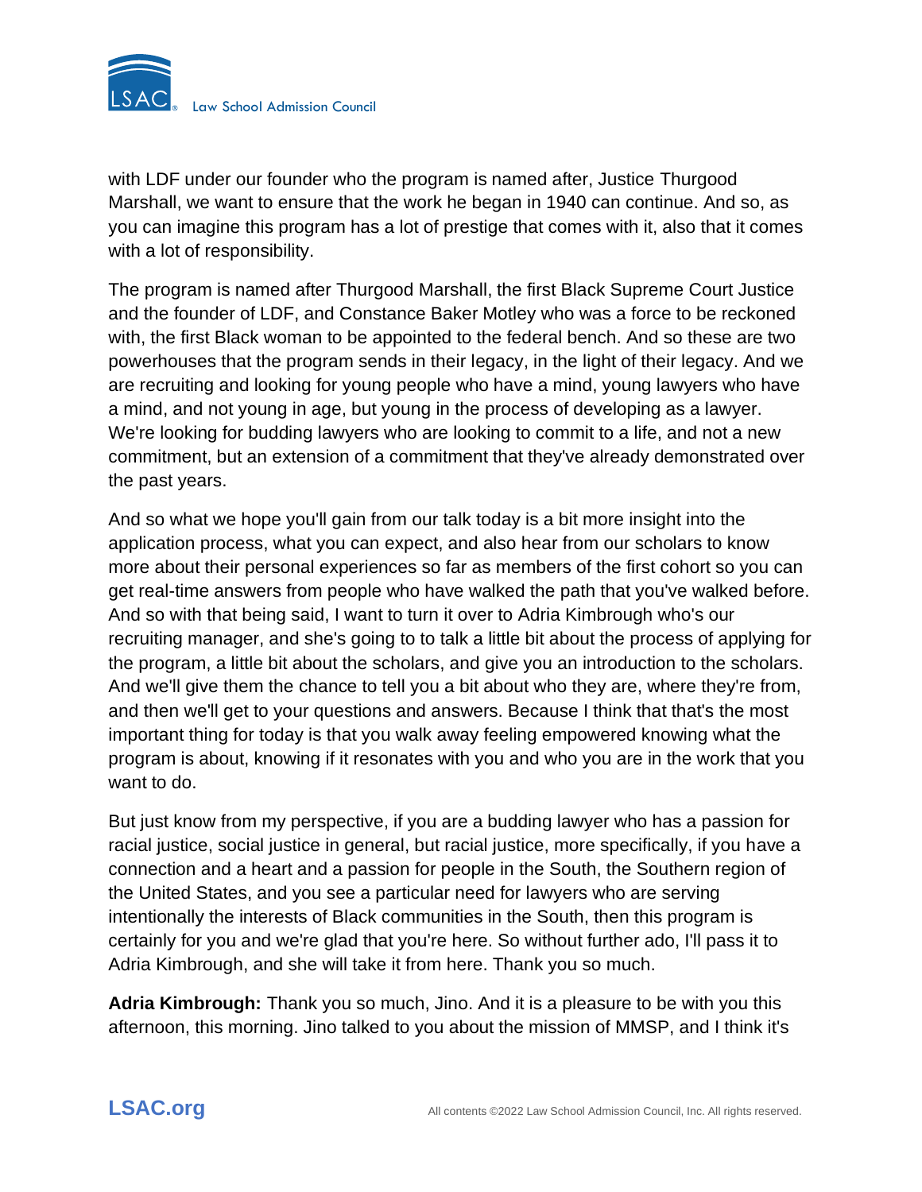with LDF under our founder who the program is named after, Justice Thurgood Marshall, we want to ensure that the work he began in 1940 can continue. And so, as you can imagine this program has a lot of prestige that comes with it, also that it comes with a lot of responsibility.

The program is named after Thurgood Marshall, the first Black Supreme Court Justice and the founder of LDF, and Constance Baker Motley who was a force to be reckoned with, the first Black woman to be appointed to the federal bench. And so these are two powerhouses that the program sends in their legacy, in the light of their legacy. And we are recruiting and looking for young people who have a mind, young lawyers who have a mind, and not young in age, but young in the process of developing as a lawyer. We're looking for budding lawyers who are looking to commit to a life, and not a new commitment, but an extension of a commitment that they've already demonstrated over the past years.

And so what we hope you'll gain from our talk today is a bit more insight into the application process, what you can expect, and also hear from our scholars to know more about their personal experiences so far as members of the first cohort so you can get real-time answers from people who have walked the path that you've walked before. And so with that being said, I want to turn it over to Adria Kimbrough who's our recruiting manager, and she's going to to talk a little bit about the process of applying for the program, a little bit about the scholars, and give you an introduction to the scholars. And we'll give them the chance to tell you a bit about who they are, where they're from, and then we'll get to your questions and answers. Because I think that that's the most important thing for today is that you walk away feeling empowered knowing what the program is about, knowing if it resonates with you and who you are in the work that you want to do.

But just know from my perspective, if you are a budding lawyer who has a passion for racial justice, social justice in general, but racial justice, more specifically, if you have a connection and a heart and a passion for people in the South, the Southern region of the United States, and you see a particular need for lawyers who are serving intentionally the interests of Black communities in the South, then this program is certainly for you and we're glad that you're here. So without further ado, I'll pass it to Adria Kimbrough, and she will take it from here. Thank you so much.

**Adria Kimbrough:** Thank you so much, Jino. And it is a pleasure to be with you this afternoon, this morning. Jino talked to you about the mission of MMSP, and I think it's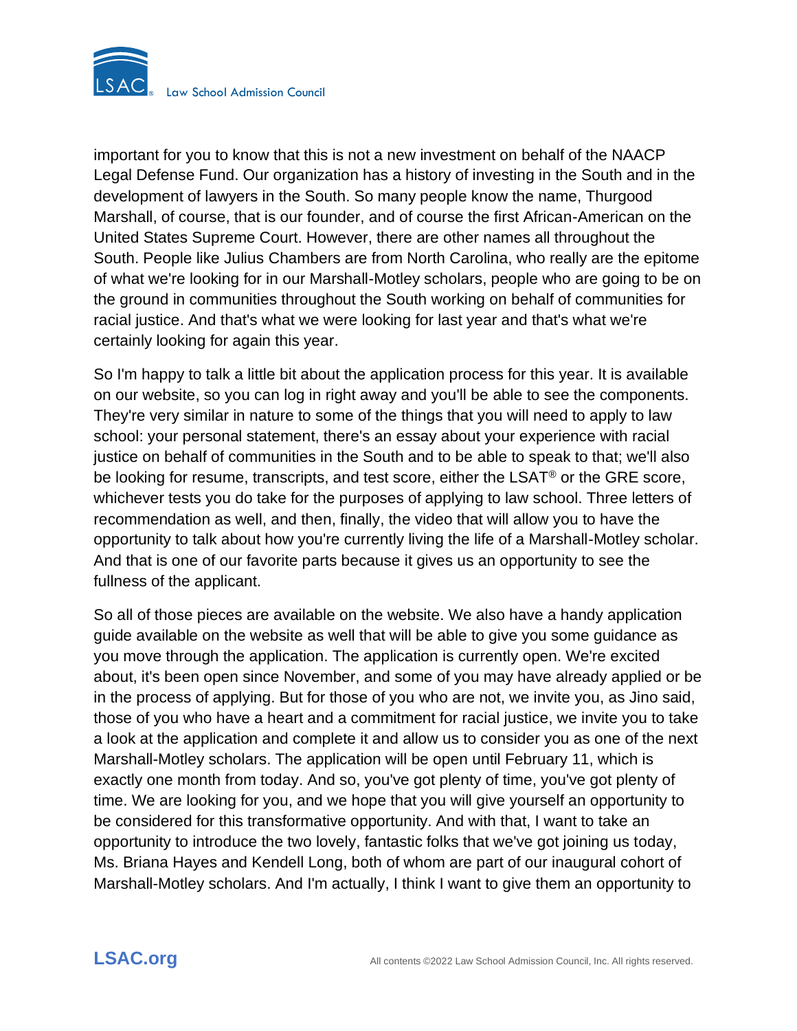important for you to know that this is not a new investment on behalf of the NAACP Legal Defense Fund. Our organization has a history of investing in the South and in the development of lawyers in the South. So many people know the name, Thurgood Marshall, of course, that is our founder, and of course the first African-American on the United States Supreme Court. However, there are other names all throughout the South. People like Julius Chambers are from North Carolina, who really are the epitome of what we're looking for in our Marshall-Motley scholars, people who are going to be on the ground in communities throughout the South working on behalf of communities for racial justice. And that's what we were looking for last year and that's what we're certainly looking for again this year.

So I'm happy to talk a little bit about the application process for this year. It is available on our website, so you can log in right away and you'll be able to see the components. They're very similar in nature to some of the things that you will need to apply to law school: your personal statement, there's an essay about your experience with racial justice on behalf of communities in the South and to be able to speak to that; we'll also be looking for resume, transcripts, and test score, either the LSAT® or the GRE score, whichever tests you do take for the purposes of applying to law school. Three letters of recommendation as well, and then, finally, the video that will allow you to have the opportunity to talk about how you're currently living the life of a Marshall-Motley scholar. And that is one of our favorite parts because it gives us an opportunity to see the fullness of the applicant.

So all of those pieces are available on the website. We also have a handy application guide available on the website as well that will be able to give you some guidance as you move through the application. The application is currently open. We're excited about, it's been open since November, and some of you may have already applied or be in the process of applying. But for those of you who are not, we invite you, as Jino said, those of you who have a heart and a commitment for racial justice, we invite you to take a look at the application and complete it and allow us to consider you as one of the next Marshall-Motley scholars. The application will be open until February 11, which is exactly one month from today. And so, you've got plenty of time, you've got plenty of time. We are looking for you, and we hope that you will give yourself an opportunity to be considered for this transformative opportunity. And with that, I want to take an opportunity to introduce the two lovely, fantastic folks that we've got joining us today, Ms. Briana Hayes and Kendell Long, both of whom are part of our inaugural cohort of Marshall-Motley scholars. And I'm actually, I think I want to give them an opportunity to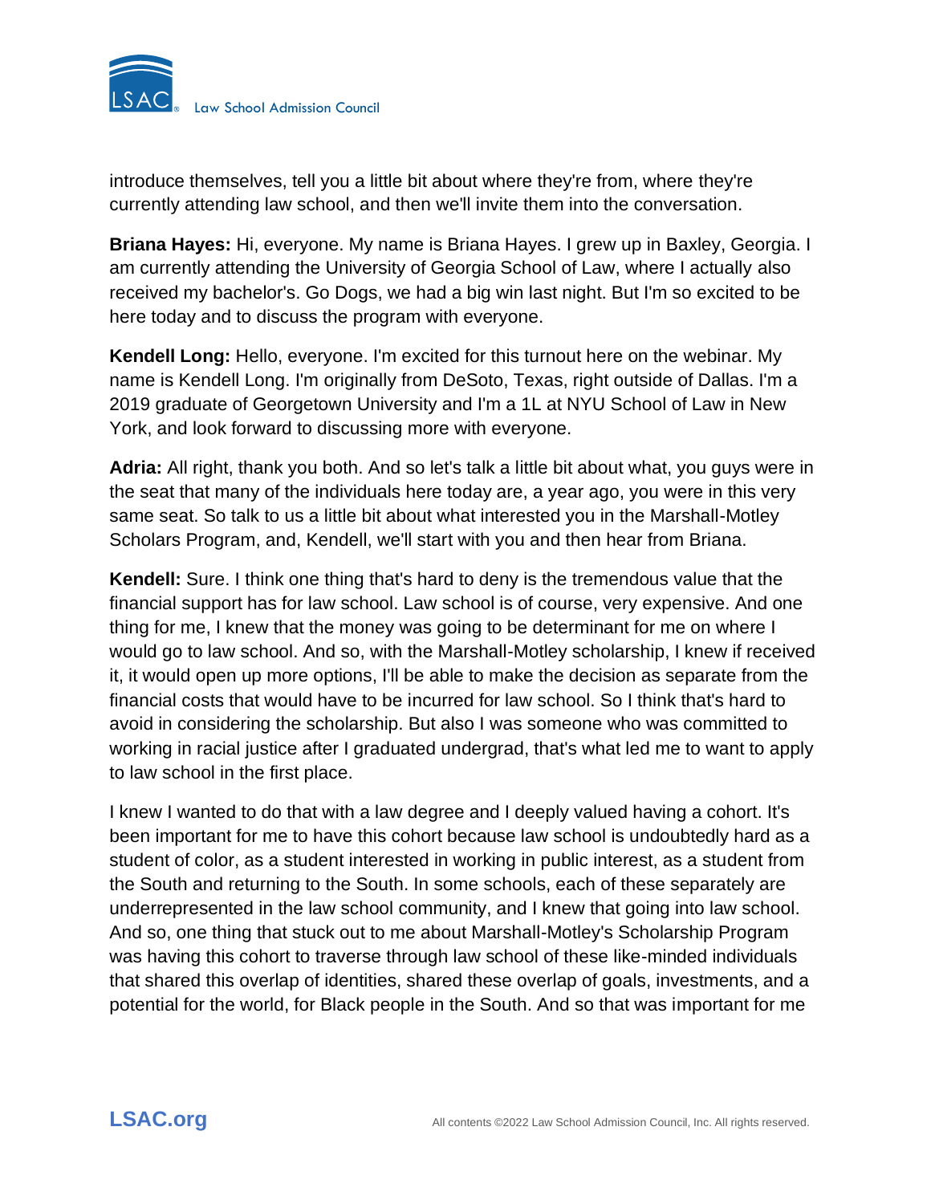introduce themselves, tell you a little bit about where they're from, where they're currently attending law school, and then we'll invite them into the conversation.

**Briana Hayes:** Hi, everyone. My name is Briana Hayes. I grew up in Baxley, Georgia. I am currently attending the University of Georgia School of Law, where I actually also received my bachelor's. Go Dogs, we had a big win last night. But I'm so excited to be here today and to discuss the program with everyone.

**Kendell Long:** Hello, everyone. I'm excited for this turnout here on the webinar. My name is Kendell Long. I'm originally from DeSoto, Texas, right outside of Dallas. I'm a 2019 graduate of Georgetown University and I'm a 1L at NYU School of Law in New York, and look forward to discussing more with everyone.

**Adria:** All right, thank you both. And so let's talk a little bit about what, you guys were in the seat that many of the individuals here today are, a year ago, you were in this very same seat. So talk to us a little bit about what interested you in the Marshall-Motley Scholars Program, and, Kendell, we'll start with you and then hear from Briana.

**Kendell:** Sure. I think one thing that's hard to deny is the tremendous value that the financial support has for law school. Law school is of course, very expensive. And one thing for me, I knew that the money was going to be determinant for me on where I would go to law school. And so, with the Marshall-Motley scholarship, I knew if received it, it would open up more options, I'll be able to make the decision as separate from the financial costs that would have to be incurred for law school. So I think that's hard to avoid in considering the scholarship. But also I was someone who was committed to working in racial justice after I graduated undergrad, that's what led me to want to apply to law school in the first place.

I knew I wanted to do that with a law degree and I deeply valued having a cohort. It's been important for me to have this cohort because law school is undoubtedly hard as a student of color, as a student interested in working in public interest, as a student from the South and returning to the South. In some schools, each of these separately are underrepresented in the law school community, and I knew that going into law school. And so, one thing that stuck out to me about Marshall-Motley's Scholarship Program was having this cohort to traverse through law school of these like-minded individuals that shared this overlap of identities, shared these overlap of goals, investments, and a potential for the world, for Black people in the South. And so that was important for me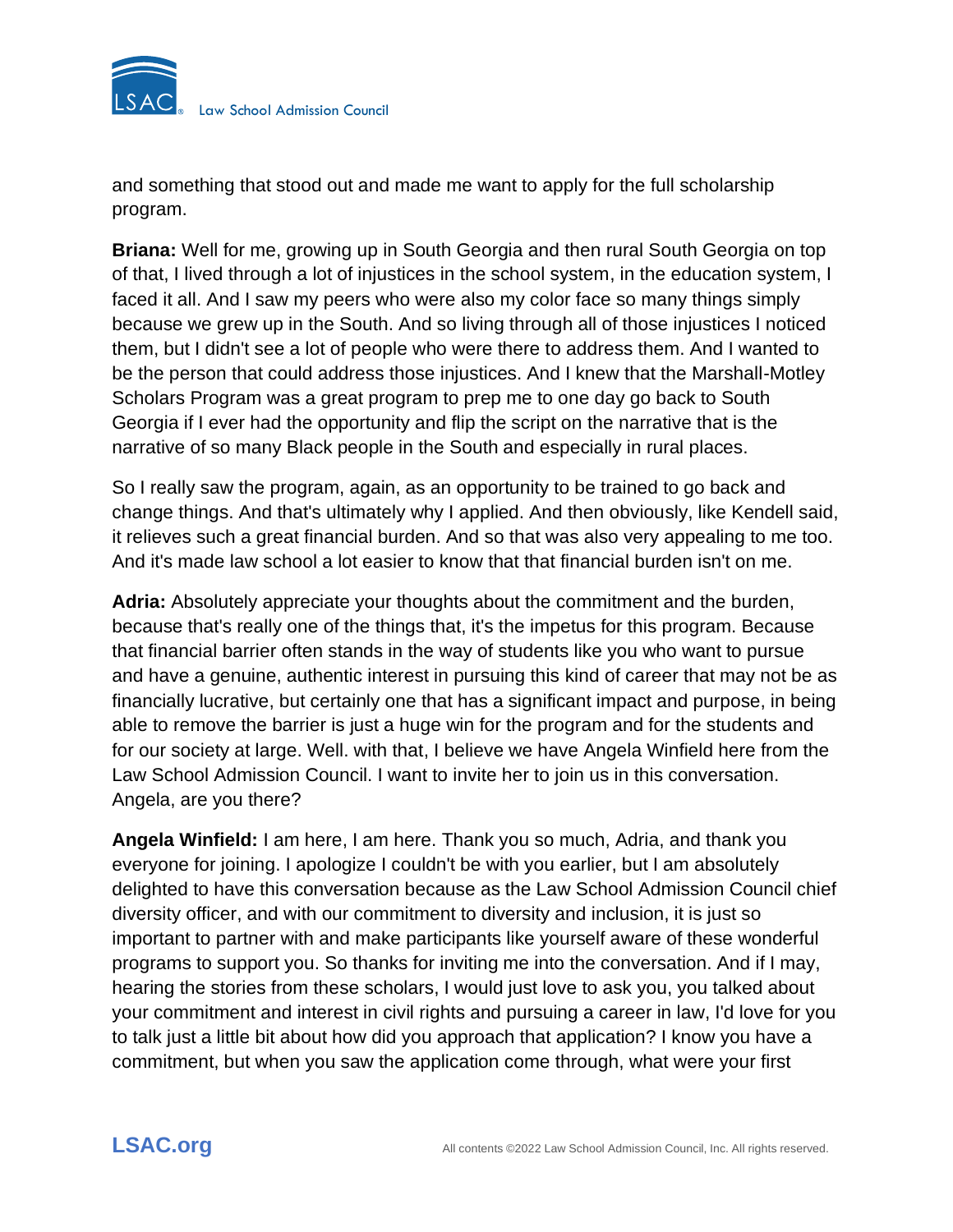and something that stood out and made me want to apply for the full scholarship program.

**Briana:** Well for me, growing up in South Georgia and then rural South Georgia on top of that, I lived through a lot of injustices in the school system, in the education system, I faced it all. And I saw my peers who were also my color face so many things simply because we grew up in the South. And so living through all of those injustices I noticed them, but I didn't see a lot of people who were there to address them. And I wanted to be the person that could address those injustices. And I knew that the Marshall-Motley Scholars Program was a great program to prep me to one day go back to South Georgia if I ever had the opportunity and flip the script on the narrative that is the narrative of so many Black people in the South and especially in rural places.

So I really saw the program, again, as an opportunity to be trained to go back and change things. And that's ultimately why I applied. And then obviously, like Kendell said, it relieves such a great financial burden. And so that was also very appealing to me too. And it's made law school a lot easier to know that that financial burden isn't on me.

**Adria:** Absolutely appreciate your thoughts about the commitment and the burden, because that's really one of the things that, it's the impetus for this program. Because that financial barrier often stands in the way of students like you who want to pursue and have a genuine, authentic interest in pursuing this kind of career that may not be as financially lucrative, but certainly one that has a significant impact and purpose, in being able to remove the barrier is just a huge win for the program and for the students and for our society at large. Well. with that, I believe we have Angela Winfield here from the Law School Admission Council. I want to invite her to join us in this conversation. Angela, are you there?

**Angela Winfield:** I am here, I am here. Thank you so much, Adria, and thank you everyone for joining. I apologize I couldn't be with you earlier, but I am absolutely delighted to have this conversation because as the Law School Admission Council chief diversity officer, and with our commitment to diversity and inclusion, it is just so important to partner with and make participants like yourself aware of these wonderful programs to support you. So thanks for inviting me into the conversation. And if I may, hearing the stories from these scholars, I would just love to ask you, you talked about your commitment and interest in civil rights and pursuing a career in law, I'd love for you to talk just a little bit about how did you approach that application? I know you have a commitment, but when you saw the application come through, what were your first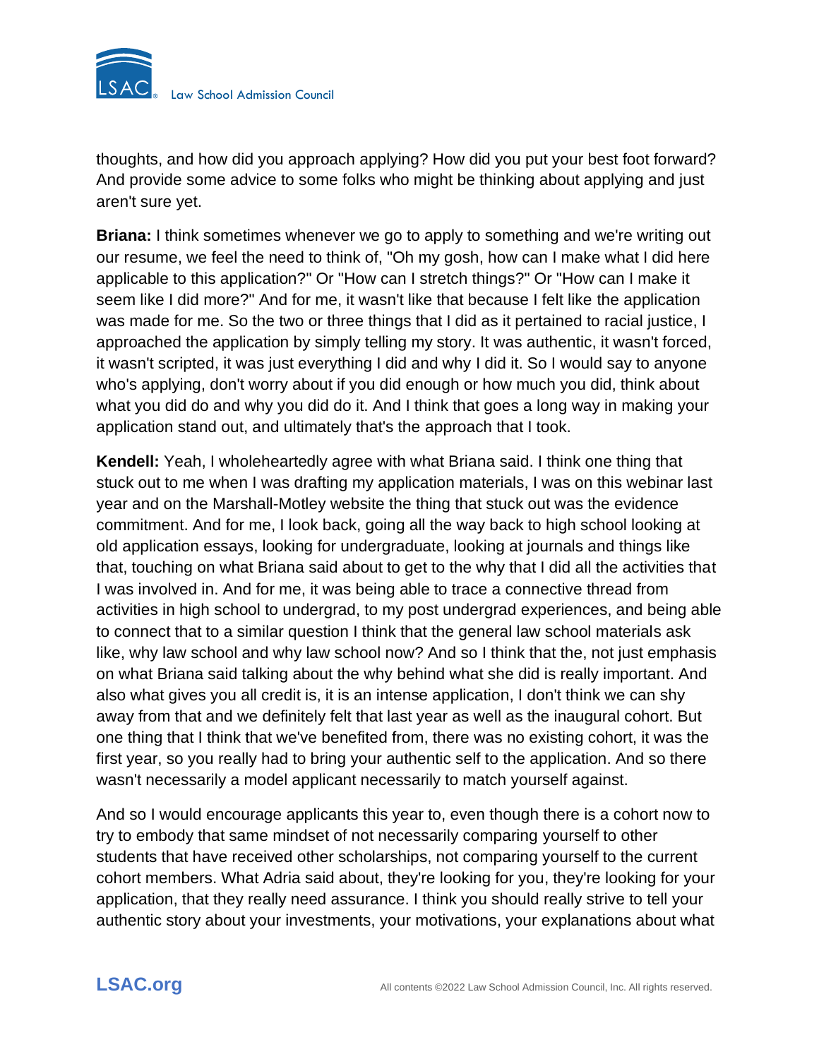thoughts, and how did you approach applying? How did you put your best foot forward? And provide some advice to some folks who might be thinking about applying and just aren't sure yet.

**Briana:** I think sometimes whenever we go to apply to something and we're writing out our resume, we feel the need to think of, "Oh my gosh, how can I make what I did here applicable to this application?" Or "How can I stretch things?" Or "How can I make it seem like I did more?" And for me, it wasn't like that because I felt like the application was made for me. So the two or three things that I did as it pertained to racial justice, I approached the application by simply telling my story. It was authentic, it wasn't forced, it wasn't scripted, it was just everything I did and why I did it. So I would say to anyone who's applying, don't worry about if you did enough or how much you did, think about what you did do and why you did do it. And I think that goes a long way in making your application stand out, and ultimately that's the approach that I took.

**Kendell:** Yeah, I wholeheartedly agree with what Briana said. I think one thing that stuck out to me when I was drafting my application materials, I was on this webinar last year and on the Marshall-Motley website the thing that stuck out was the evidence commitment. And for me, I look back, going all the way back to high school looking at old application essays, looking for undergraduate, looking at journals and things like that, touching on what Briana said about to get to the why that I did all the activities that I was involved in. And for me, it was being able to trace a connective thread from activities in high school to undergrad, to my post undergrad experiences, and being able to connect that to a similar question I think that the general law school materials ask like, why law school and why law school now? And so I think that the, not just emphasis on what Briana said talking about the why behind what she did is really important. And also what gives you all credit is, it is an intense application, I don't think we can shy away from that and we definitely felt that last year as well as the inaugural cohort. But one thing that I think that we've benefited from, there was no existing cohort, it was the first year, so you really had to bring your authentic self to the application. And so there wasn't necessarily a model applicant necessarily to match yourself against.

And so I would encourage applicants this year to, even though there is a cohort now to try to embody that same mindset of not necessarily comparing yourself to other students that have received other scholarships, not comparing yourself to the current cohort members. What Adria said about, they're looking for you, they're looking for your application, that they really need assurance. I think you should really strive to tell your authentic story about your investments, your motivations, your explanations about what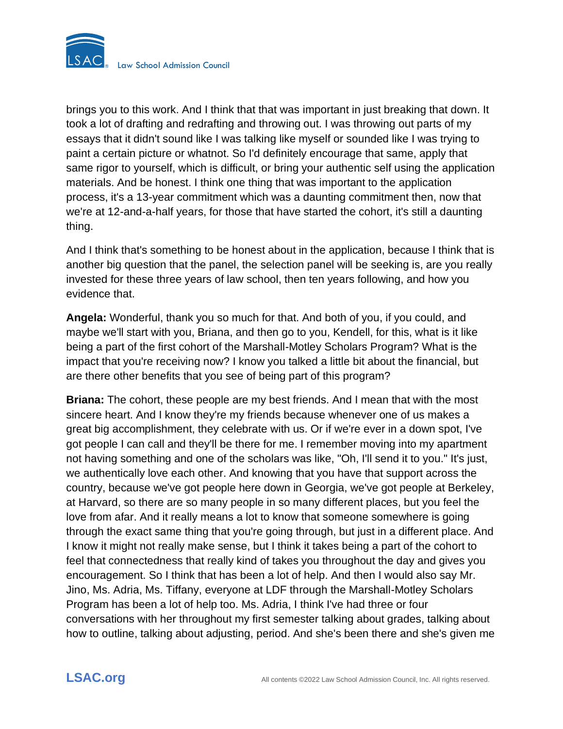brings you to this work. And I think that that was important in just breaking that down. It took a lot of drafting and redrafting and throwing out. I was throwing out parts of my essays that it didn't sound like I was talking like myself or sounded like I was trying to paint a certain picture or whatnot. So I'd definitely encourage that same, apply that same rigor to yourself, which is difficult, or bring your authentic self using the application materials. And be honest. I think one thing that was important to the application process, it's a 13-year commitment which was a daunting commitment then, now that we're at 12-and-a-half years, for those that have started the cohort, it's still a daunting thing.

And I think that's something to be honest about in the application, because I think that is another big question that the panel, the selection panel will be seeking is, are you really invested for these three years of law school, then ten years following, and how you evidence that.

**Angela:** Wonderful, thank you so much for that. And both of you, if you could, and maybe we'll start with you, Briana, and then go to you, Kendell, for this, what is it like being a part of the first cohort of the Marshall-Motley Scholars Program? What is the impact that you're receiving now? I know you talked a little bit about the financial, but are there other benefits that you see of being part of this program?

**Briana:** The cohort, these people are my best friends. And I mean that with the most sincere heart. And I know they're my friends because whenever one of us makes a great big accomplishment, they celebrate with us. Or if we're ever in a down spot, I've got people I can call and they'll be there for me. I remember moving into my apartment not having something and one of the scholars was like, "Oh, I'll send it to you." It's just, we authentically love each other. And knowing that you have that support across the country, because we've got people here down in Georgia, we've got people at Berkeley, at Harvard, so there are so many people in so many different places, but you feel the love from afar. And it really means a lot to know that someone somewhere is going through the exact same thing that you're going through, but just in a different place. And I know it might not really make sense, but I think it takes being a part of the cohort to feel that connectedness that really kind of takes you throughout the day and gives you encouragement. So I think that has been a lot of help. And then I would also say Mr. Jino, Ms. Adria, Ms. Tiffany, everyone at LDF through the Marshall-Motley Scholars Program has been a lot of help too. Ms. Adria, I think I've had three or four conversations with her throughout my first semester talking about grades, talking about how to outline, talking about adjusting, period. And she's been there and she's given me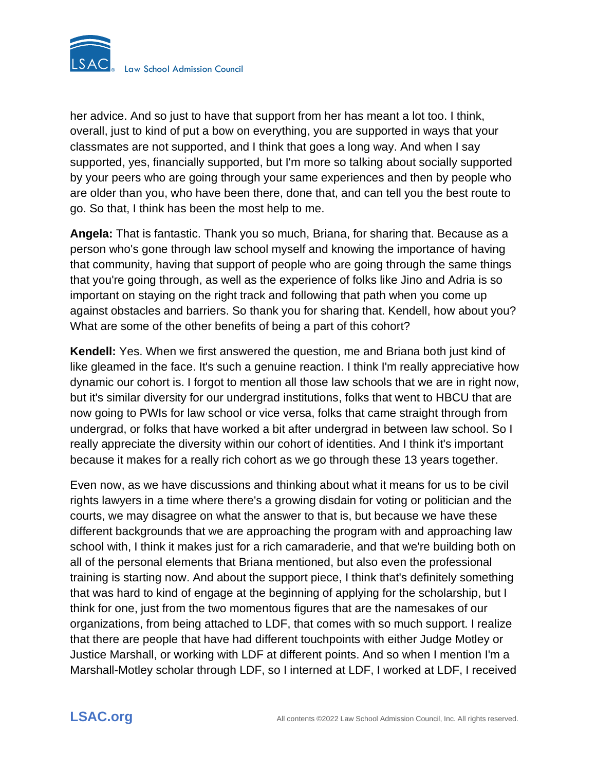her advice. And so just to have that support from her has meant a lot too. I think, overall, just to kind of put a bow on everything, you are supported in ways that your classmates are not supported, and I think that goes a long way. And when I say supported, yes, financially supported, but I'm more so talking about socially supported by your peers who are going through your same experiences and then by people who are older than you, who have been there, done that, and can tell you the best route to go. So that, I think has been the most help to me.

**Angela:** That is fantastic. Thank you so much, Briana, for sharing that. Because as a person who's gone through law school myself and knowing the importance of having that community, having that support of people who are going through the same things that you're going through, as well as the experience of folks like Jino and Adria is so important on staying on the right track and following that path when you come up against obstacles and barriers. So thank you for sharing that. Kendell, how about you? What are some of the other benefits of being a part of this cohort?

**Kendell:** Yes. When we first answered the question, me and Briana both just kind of like gleamed in the face. It's such a genuine reaction. I think I'm really appreciative how dynamic our cohort is. I forgot to mention all those law schools that we are in right now, but it's similar diversity for our undergrad institutions, folks that went to HBCU that are now going to PWIs for law school or vice versa, folks that came straight through from undergrad, or folks that have worked a bit after undergrad in between law school. So I really appreciate the diversity within our cohort of identities. And I think it's important because it makes for a really rich cohort as we go through these 13 years together.

Even now, as we have discussions and thinking about what it means for us to be civil rights lawyers in a time where there's a growing disdain for voting or politician and the courts, we may disagree on what the answer to that is, but because we have these different backgrounds that we are approaching the program with and approaching law school with, I think it makes just for a rich camaraderie, and that we're building both on all of the personal elements that Briana mentioned, but also even the professional training is starting now. And about the support piece, I think that's definitely something that was hard to kind of engage at the beginning of applying for the scholarship, but I think for one, just from the two momentous figures that are the namesakes of our organizations, from being attached to LDF, that comes with so much support. I realize that there are people that have had different touchpoints with either Judge Motley or Justice Marshall, or working with LDF at different points. And so when I mention I'm a Marshall-Motley scholar through LDF, so I interned at LDF, I worked at LDF, I received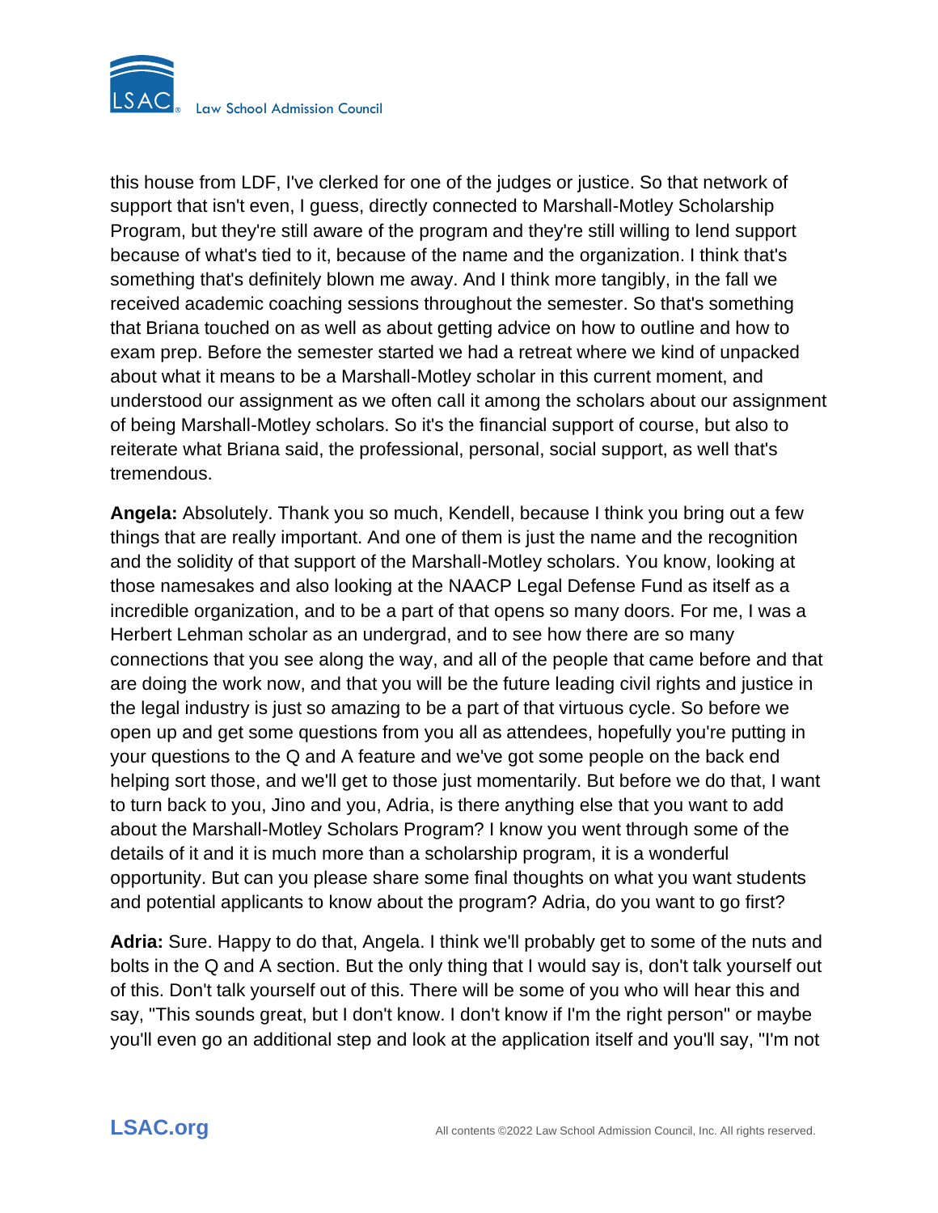this house from LDF, I've clerked for one of the judges or justice. So that network of support that isn't even, I guess, directly connected to Marshall-Motley Scholarship Program, but they're still aware of the program and they're still willing to lend support because of what's tied to it, because of the name and the organization. I think that's something that's definitely blown me away. And I think more tangibly, in the fall we received academic coaching sessions throughout the semester. So that's something that Briana touched on as well as about getting advice on how to outline and how to exam prep. Before the semester started we had a retreat where we kind of unpacked about what it means to be a Marshall-Motley scholar in this current moment, and understood our assignment as we often call it among the scholars about our assignment of being Marshall-Motley scholars. So it's the financial support of course, but also to reiterate what Briana said, the professional, personal, social support, as well that's tremendous.

**Angela:** Absolutely. Thank you so much, Kendell, because I think you bring out a few things that are really important. And one of them is just the name and the recognition and the solidity of that support of the Marshall-Motley scholars. You know, looking at those namesakes and also looking at the NAACP Legal Defense Fund as itself as a incredible organization, and to be a part of that opens so many doors. For me, I was a Herbert Lehman scholar as an undergrad, and to see how there are so many connections that you see along the way, and all of the people that came before and that are doing the work now, and that you will be the future leading civil rights and justice in the legal industry is just so amazing to be a part of that virtuous cycle. So before we open up and get some questions from you all as attendees, hopefully you're putting in your questions to the Q and A feature and we've got some people on the back end helping sort those, and we'll get to those just momentarily. But before we do that, I want to turn back to you, Jino and you, Adria, is there anything else that you want to add about the Marshall-Motley Scholars Program? I know you went through some of the details of it and it is much more than a scholarship program, it is a wonderful opportunity. But can you please share some final thoughts on what you want students and potential applicants to know about the program? Adria, do you want to go first?

**Adria:** Sure. Happy to do that, Angela. I think we'll probably get to some of the nuts and bolts in the Q and A section. But the only thing that I would say is, don't talk yourself out of this. Don't talk yourself out of this. There will be some of you who will hear this and say, "This sounds great, but I don't know. I don't know if I'm the right person" or maybe you'll even go an additional step and look at the application itself and you'll say, "I'm not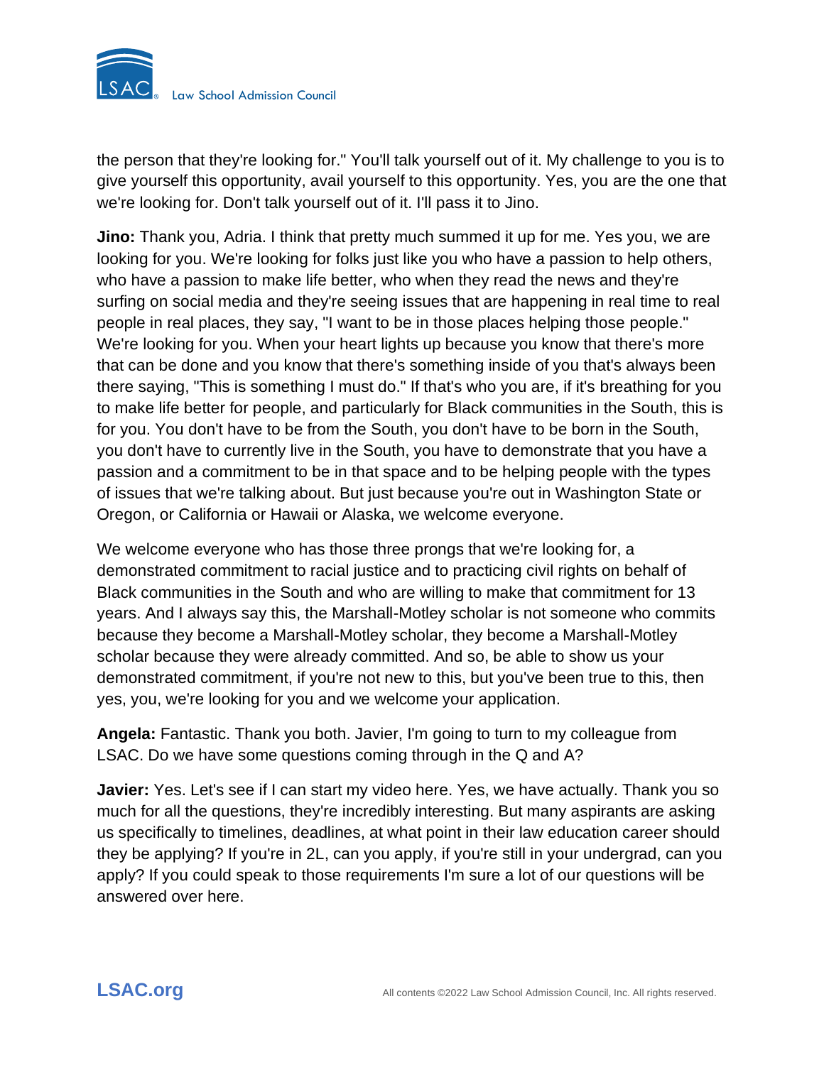the person that they're looking for." You'll talk yourself out of it. My challenge to you is to give yourself this opportunity, avail yourself to this opportunity. Yes, you are the one that we're looking for. Don't talk yourself out of it. I'll pass it to Jino.

**Jino:** Thank you, Adria. I think that pretty much summed it up for me. Yes you, we are looking for you. We're looking for folks just like you who have a passion to help others, who have a passion to make life better, who when they read the news and they're surfing on social media and they're seeing issues that are happening in real time to real people in real places, they say, "I want to be in those places helping those people." We're looking for you. When your heart lights up because you know that there's more that can be done and you know that there's something inside of you that's always been there saying, "This is something I must do." If that's who you are, if it's breathing for you to make life better for people, and particularly for Black communities in the South, this is for you. You don't have to be from the South, you don't have to be born in the South, you don't have to currently live in the South, you have to demonstrate that you have a passion and a commitment to be in that space and to be helping people with the types of issues that we're talking about. But just because you're out in Washington State or Oregon, or California or Hawaii or Alaska, we welcome everyone.

We welcome everyone who has those three prongs that we're looking for, a demonstrated commitment to racial justice and to practicing civil rights on behalf of Black communities in the South and who are willing to make that commitment for 13 years. And I always say this, the Marshall-Motley scholar is not someone who commits because they become a Marshall-Motley scholar, they become a Marshall-Motley scholar because they were already committed. And so, be able to show us your demonstrated commitment, if you're not new to this, but you've been true to this, then yes, you, we're looking for you and we welcome your application.

**Angela:** Fantastic. Thank you both. Javier, I'm going to turn to my colleague from LSAC. Do we have some questions coming through in the Q and A?

**Javier:** Yes. Let's see if I can start my video here. Yes, we have actually. Thank you so much for all the questions, they're incredibly interesting. But many aspirants are asking us specifically to timelines, deadlines, at what point in their law education career should they be applying? If you're in 2L, can you apply, if you're still in your undergrad, can you apply? If you could speak to those requirements I'm sure a lot of our questions will be answered over here.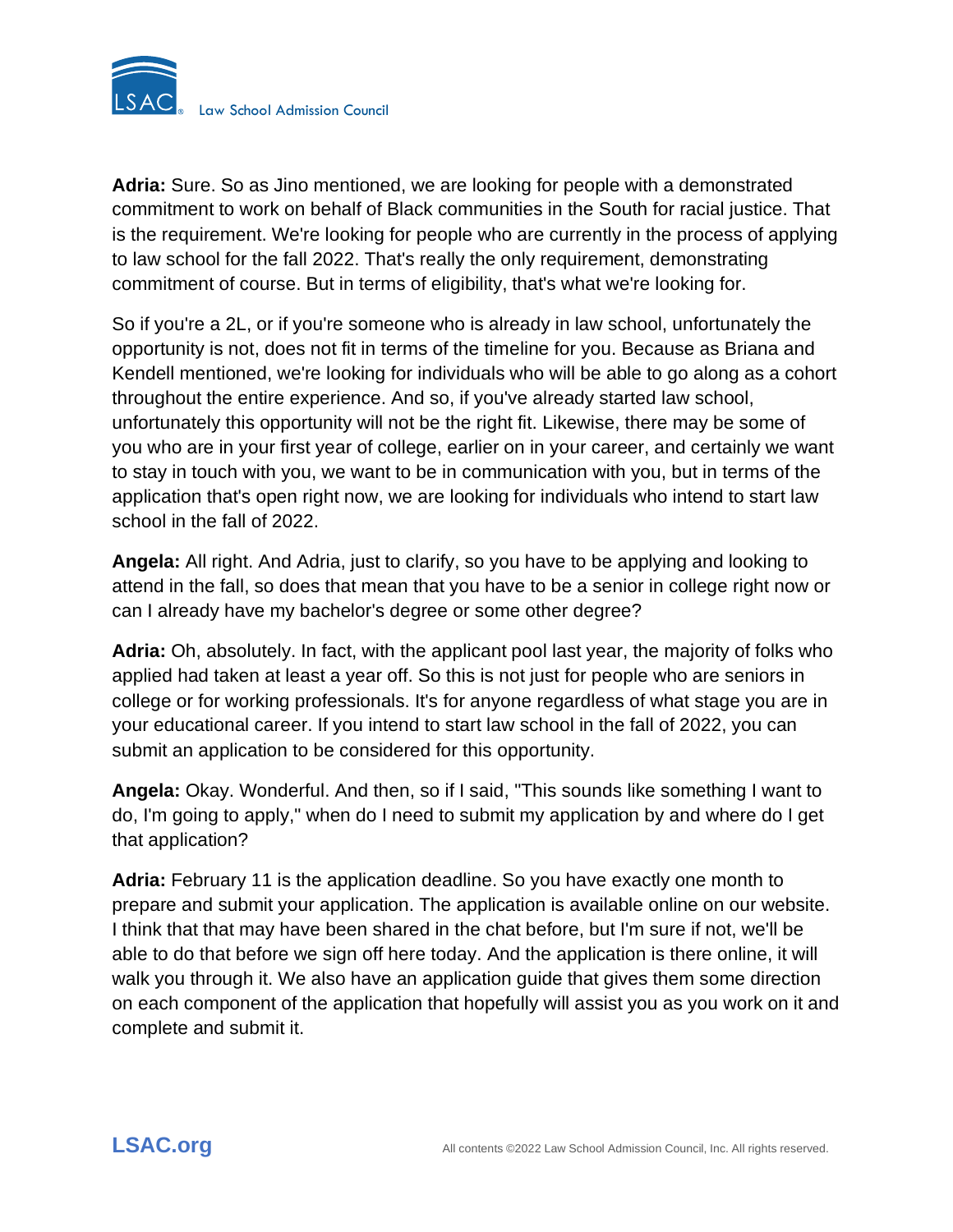**Adria:** Sure. So as Jino mentioned, we are looking for people with a demonstrated commitment to work on behalf of Black communities in the South for racial justice. That is the requirement. We're looking for people who are currently in the process of applying to law school for the fall 2022. That's really the only requirement, demonstrating commitment of course. But in terms of eligibility, that's what we're looking for.

So if you're a 2L, or if you're someone who is already in law school, unfortunately the opportunity is not, does not fit in terms of the timeline for you. Because as Briana and Kendell mentioned, we're looking for individuals who will be able to go along as a cohort throughout the entire experience. And so, if you've already started law school, unfortunately this opportunity will not be the right fit. Likewise, there may be some of you who are in your first year of college, earlier on in your career, and certainly we want to stay in touch with you, we want to be in communication with you, but in terms of the application that's open right now, we are looking for individuals who intend to start law school in the fall of 2022.

**Angela:** All right. And Adria, just to clarify, so you have to be applying and looking to attend in the fall, so does that mean that you have to be a senior in college right now or can I already have my bachelor's degree or some other degree?

**Adria:** Oh, absolutely. In fact, with the applicant pool last year, the majority of folks who applied had taken at least a year off. So this is not just for people who are seniors in college or for working professionals. It's for anyone regardless of what stage you are in your educational career. If you intend to start law school in the fall of 2022, you can submit an application to be considered for this opportunity.

**Angela:** Okay. Wonderful. And then, so if I said, "This sounds like something I want to do, I'm going to apply," when do I need to submit my application by and where do I get that application?

**Adria:** February 11 is the application deadline. So you have exactly one month to prepare and submit your application. The application is available online on our website. I think that that may have been shared in the chat before, but I'm sure if not, we'll be able to do that before we sign off here today. And the application is there online, it will walk you through it. We also have an application guide that gives them some direction on each component of the application that hopefully will assist you as you work on it and complete and submit it.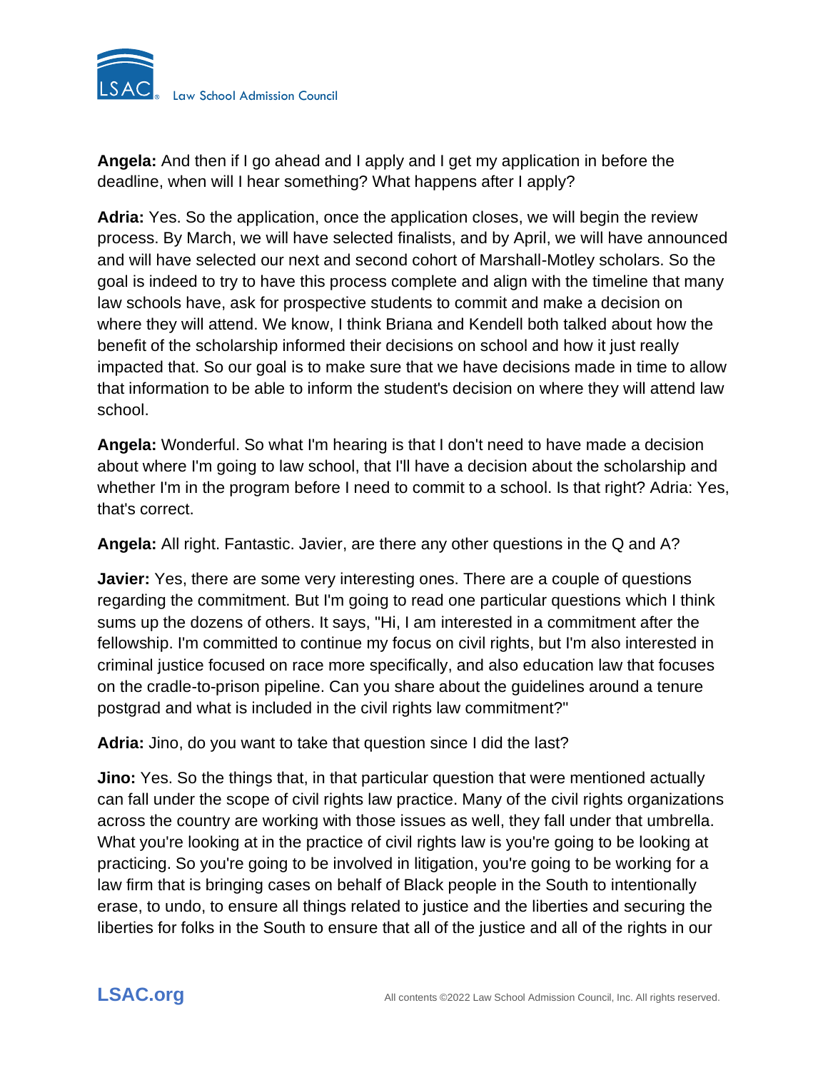**Angela:** And then if I go ahead and I apply and I get my application in before the deadline, when will I hear something? What happens after I apply?

**Adria:** Yes. So the application, once the application closes, we will begin the review process. By March, we will have selected finalists, and by April, we will have announced and will have selected our next and second cohort of Marshall-Motley scholars. So the goal is indeed to try to have this process complete and align with the timeline that many law schools have, ask for prospective students to commit and make a decision on where they will attend. We know, I think Briana and Kendell both talked about how the benefit of the scholarship informed their decisions on school and how it just really impacted that. So our goal is to make sure that we have decisions made in time to allow that information to be able to inform the student's decision on where they will attend law school.

**Angela:** Wonderful. So what I'm hearing is that I don't need to have made a decision about where I'm going to law school, that I'll have a decision about the scholarship and whether I'm in the program before I need to commit to a school. Is that right? Adria: Yes, that's correct.

**Angela:** All right. Fantastic. Javier, are there any other questions in the Q and A?

**Javier:** Yes, there are some very interesting ones. There are a couple of questions regarding the commitment. But I'm going to read one particular questions which I think sums up the dozens of others. It says, "Hi, I am interested in a commitment after the fellowship. I'm committed to continue my focus on civil rights, but I'm also interested in criminal justice focused on race more specifically, and also education law that focuses on the cradle-to-prison pipeline. Can you share about the guidelines around a tenure postgrad and what is included in the civil rights law commitment?"

**Adria:** Jino, do you want to take that question since I did the last?

**Jino:** Yes. So the things that, in that particular question that were mentioned actually can fall under the scope of civil rights law practice. Many of the civil rights organizations across the country are working with those issues as well, they fall under that umbrella. What you're looking at in the practice of civil rights law is you're going to be looking at practicing. So you're going to be involved in litigation, you're going to be working for a law firm that is bringing cases on behalf of Black people in the South to intentionally erase, to undo, to ensure all things related to justice and the liberties and securing the liberties for folks in the South to ensure that all of the justice and all of the rights in our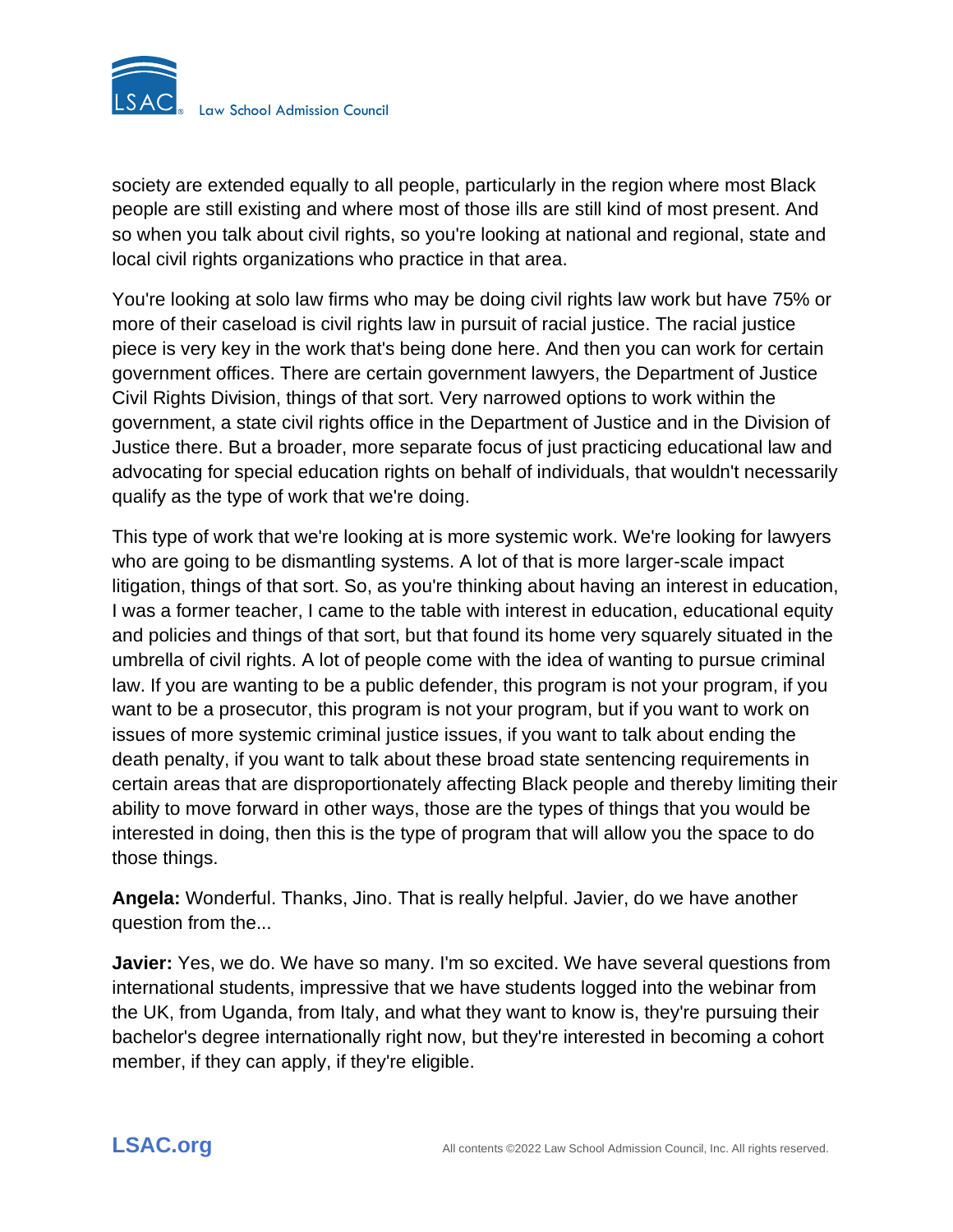society are extended equally to all people, particularly in the region where most Black people are still existing and where most of those ills are still kind of most present. And so when you talk about civil rights, so you're looking at national and regional, state and local civil rights organizations who practice in that area.

You're looking at solo law firms who may be doing civil rights law work but have 75% or more of their caseload is civil rights law in pursuit of racial justice. The racial justice piece is very key in the work that's being done here. And then you can work for certain government offices. There are certain government lawyers, the Department of Justice Civil Rights Division, things of that sort. Very narrowed options to work within the government, a state civil rights office in the Department of Justice and in the Division of Justice there. But a broader, more separate focus of just practicing educational law and advocating for special education rights on behalf of individuals, that wouldn't necessarily qualify as the type of work that we're doing.

This type of work that we're looking at is more systemic work. We're looking for lawyers who are going to be dismantling systems. A lot of that is more larger-scale impact litigation, things of that sort. So, as you're thinking about having an interest in education, I was a former teacher, I came to the table with interest in education, educational equity and policies and things of that sort, but that found its home very squarely situated in the umbrella of civil rights. A lot of people come with the idea of wanting to pursue criminal law. If you are wanting to be a public defender, this program is not your program, if you want to be a prosecutor, this program is not your program, but if you want to work on issues of more systemic criminal justice issues, if you want to talk about ending the death penalty, if you want to talk about these broad state sentencing requirements in certain areas that are disproportionately affecting Black people and thereby limiting their ability to move forward in other ways, those are the types of things that you would be interested in doing, then this is the type of program that will allow you the space to do those things.

**Angela:** Wonderful. Thanks, Jino. That is really helpful. Javier, do we have another question from the...

**Javier:** Yes, we do. We have so many. I'm so excited. We have several questions from international students, impressive that we have students logged into the webinar from the UK, from Uganda, from Italy, and what they want to know is, they're pursuing their bachelor's degree internationally right now, but they're interested in becoming a cohort member, if they can apply, if they're eligible.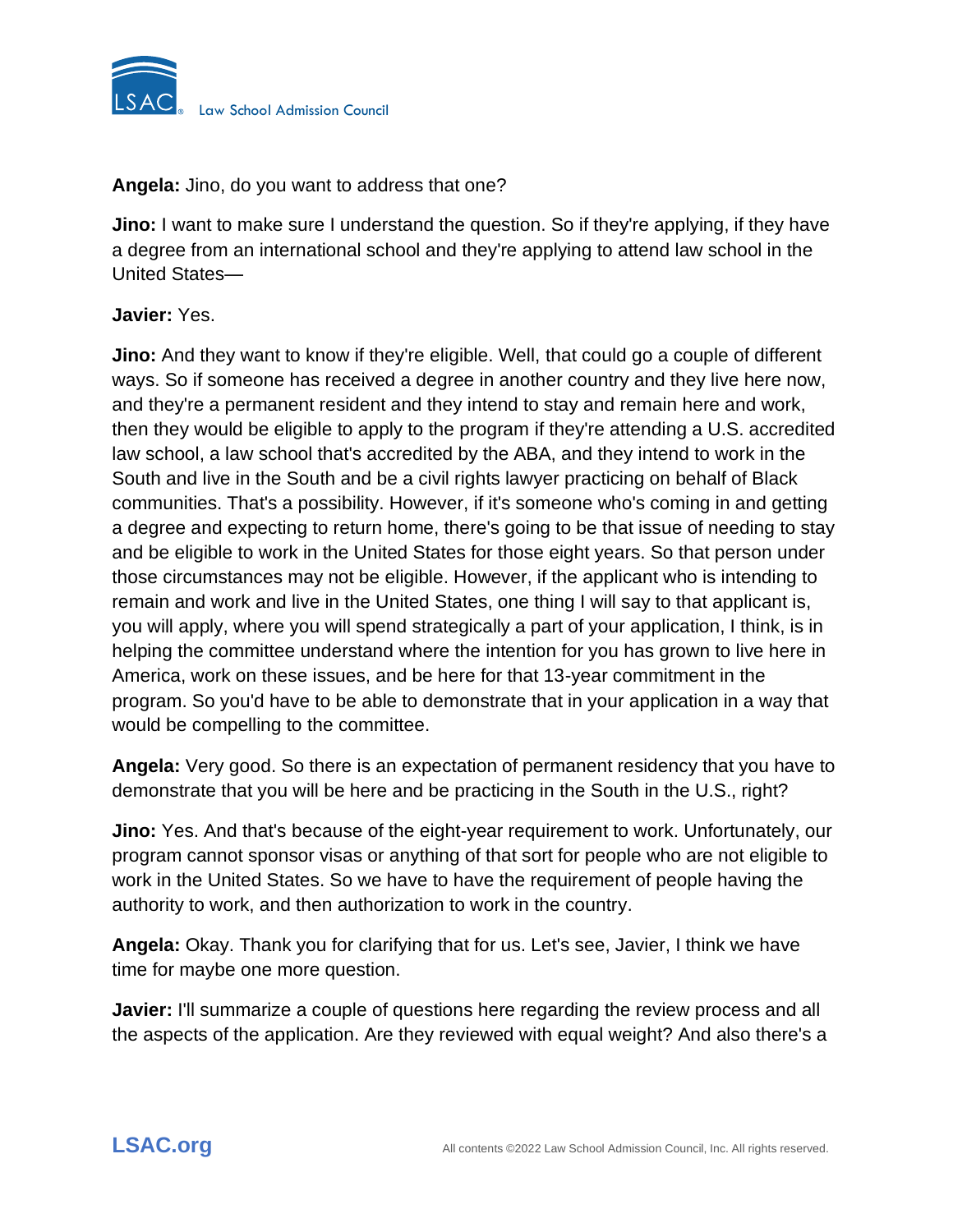**Angela:** Jino, do you want to address that one?

**Jino:** I want to make sure I understand the question. So if they're applying, if they have a degree from an international school and they're applying to attend law school in the United States—

**Javier:** Yes.

**Jino:** And they want to know if they're eligible. Well, that could go a couple of different ways. So if someone has received a degree in another country and they live here now, and they're a permanent resident and they intend to stay and remain here and work, then they would be eligible to apply to the program if they're attending a U.S. accredited law school, a law school that's accredited by the ABA, and they intend to work in the South and live in the South and be a civil rights lawyer practicing on behalf of Black communities. That's a possibility. However, if it's someone who's coming in and getting a degree and expecting to return home, there's going to be that issue of needing to stay and be eligible to work in the United States for those eight years. So that person under those circumstances may not be eligible. However, if the applicant who is intending to remain and work and live in the United States, one thing I will say to that applicant is, you will apply, where you will spend strategically a part of your application, I think, is in helping the committee understand where the intention for you has grown to live here in America, work on these issues, and be here for that 13-year commitment in the program. So you'd have to be able to demonstrate that in your application in a way that would be compelling to the committee.

**Angela:** Very good. So there is an expectation of permanent residency that you have to demonstrate that you will be here and be practicing in the South in the U.S., right?

**Jino:** Yes. And that's because of the eight-year requirement to work. Unfortunately, our program cannot sponsor visas or anything of that sort for people who are not eligible to work in the United States. So we have to have the requirement of people having the authority to work, and then authorization to work in the country.

**Angela:** Okay. Thank you for clarifying that for us. Let's see, Javier, I think we have time for maybe one more question.

**Javier:** I'll summarize a couple of questions here regarding the review process and all the aspects of the application. Are they reviewed with equal weight? And also there's a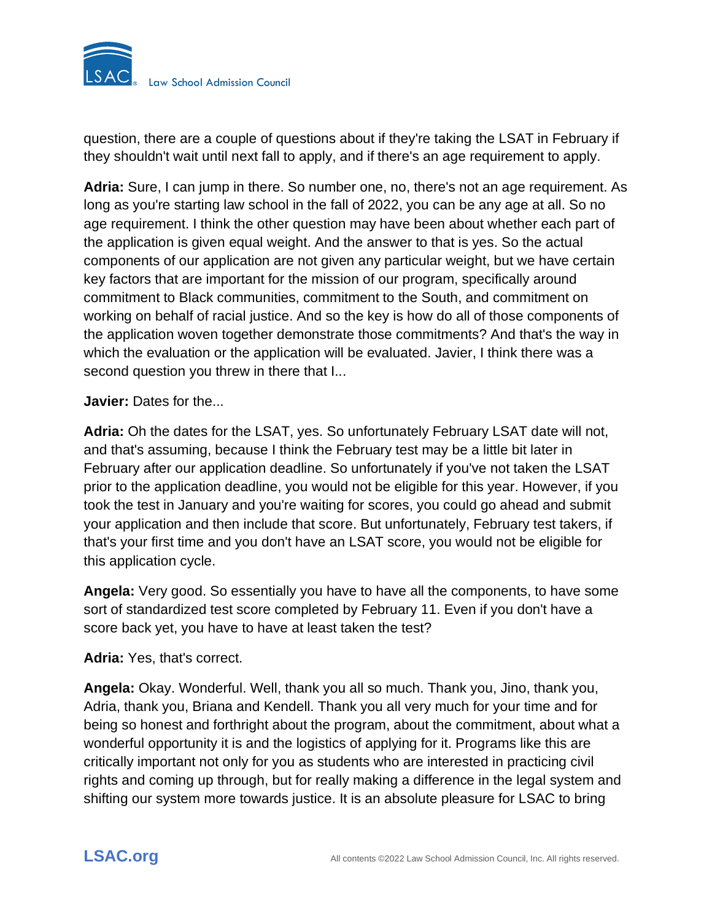question, there are a couple of questions about if they're taking the LSAT in February if they shouldn't wait until next fall to apply, and if there's an age requirement to apply.

**Adria:** Sure, I can jump in there. So number one, no, there's not an age requirement. As long as you're starting law school in the fall of 2022, you can be any age at all. So no age requirement. I think the other question may have been about whether each part of the application is given equal weight. And the answer to that is yes. So the actual components of our application are not given any particular weight, but we have certain key factors that are important for the mission of our program, specifically around commitment to Black communities, commitment to the South, and commitment on working on behalf of racial justice. And so the key is how do all of those components of the application woven together demonstrate those commitments? And that's the way in which the evaluation or the application will be evaluated. Javier, I think there was a second question you threw in there that I...

**Javier:** Dates for the...

**Adria:** Oh the dates for the LSAT, yes. So unfortunately February LSAT date will not, and that's assuming, because I think the February test may be a little bit later in February after our application deadline. So unfortunately if you've not taken the LSAT prior to the application deadline, you would not be eligible for this year. However, if you took the test in January and you're waiting for scores, you could go ahead and submit your application and then include that score. But unfortunately, February test takers, if that's your first time and you don't have an LSAT score, you would not be eligible for this application cycle.

**Angela:** Very good. So essentially you have to have all the components, to have some sort of standardized test score completed by February 11. Even if you don't have a score back yet, you have to have at least taken the test?

**Adria:** Yes, that's correct.

**Angela:** Okay. Wonderful. Well, thank you all so much. Thank you, Jino, thank you, Adria, thank you, Briana and Kendell. Thank you all very much for your time and for being so honest and forthright about the program, about the commitment, about what a wonderful opportunity it is and the logistics of applying for it. Programs like this are critically important not only for you as students who are interested in practicing civil rights and coming up through, but for really making a difference in the legal system and shifting our system more towards justice. It is an absolute pleasure for LSAC to bring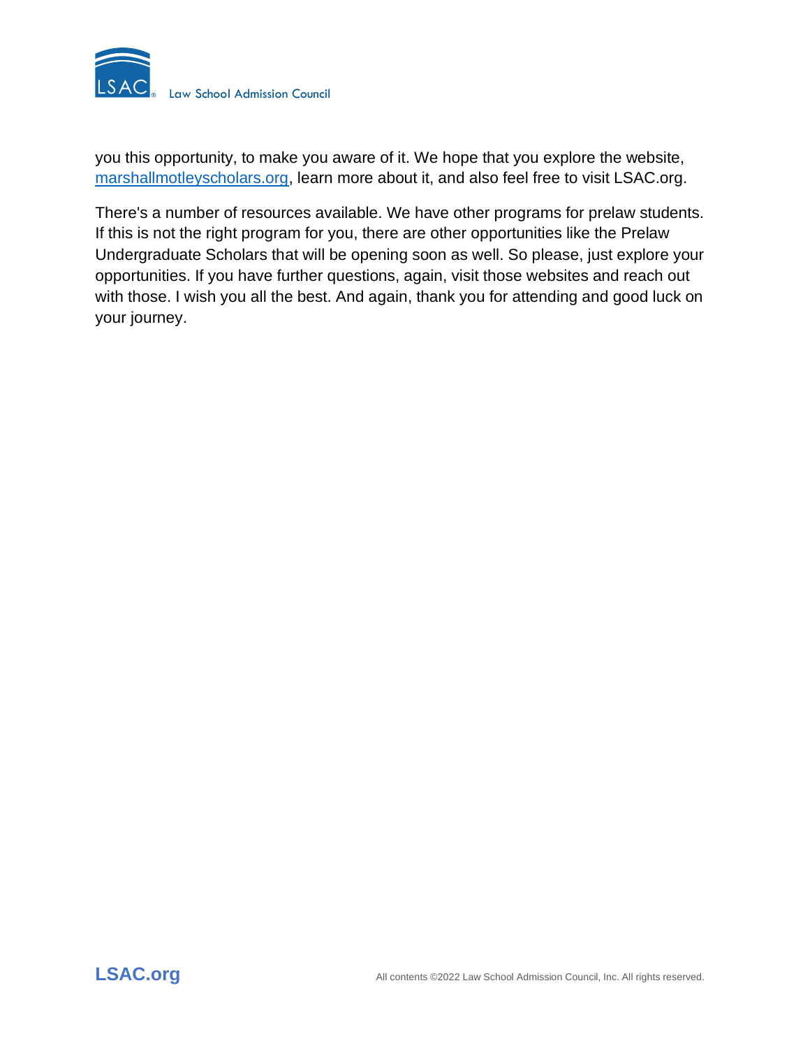you this opportunity, to make you aware of it. We hope that you explore the website, [marshallmotleyscholars.org](marshallmotleyscholars.org), learn more about it, and also feel free to visit LSAC.org.

There's a number of resources available. We have other programs for prelaw students. If this is not the right program for you, there are other opportunities like the Prelaw Undergraduate Scholars that will be opening soon as well. So please, just explore your opportunities. If you have further questions, again, visit those websites and reach out with those. I wish you all the best. And again, thank you for attending and good luck on your journey.